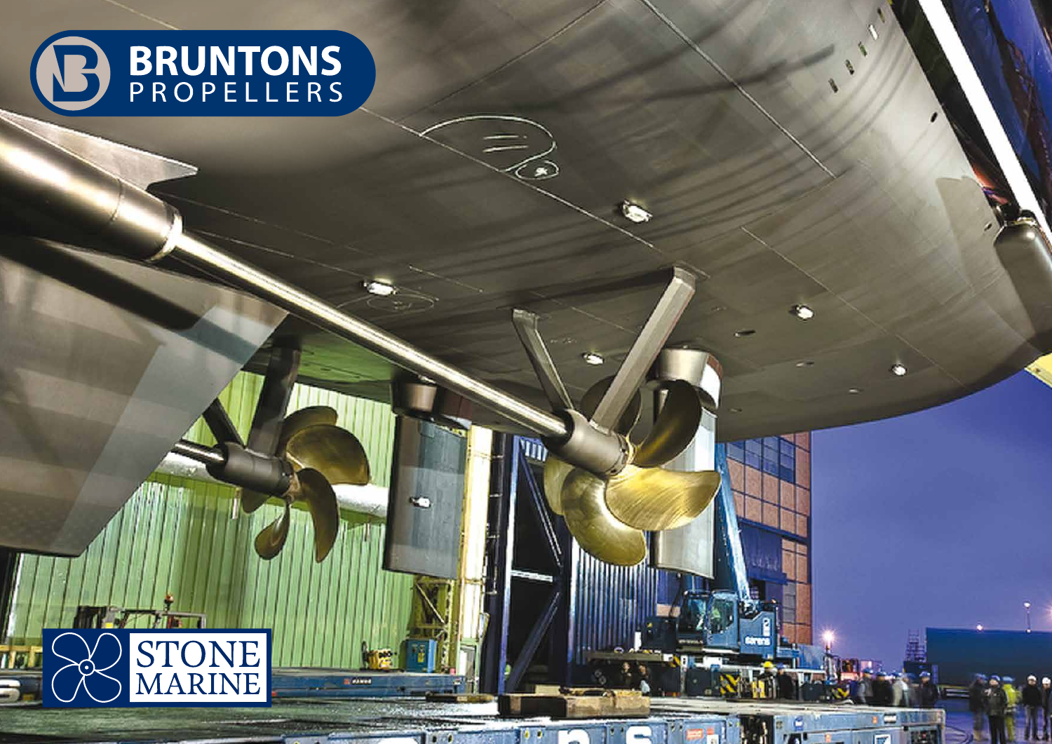BRUNTONS PROPELLERS

STONE MARINE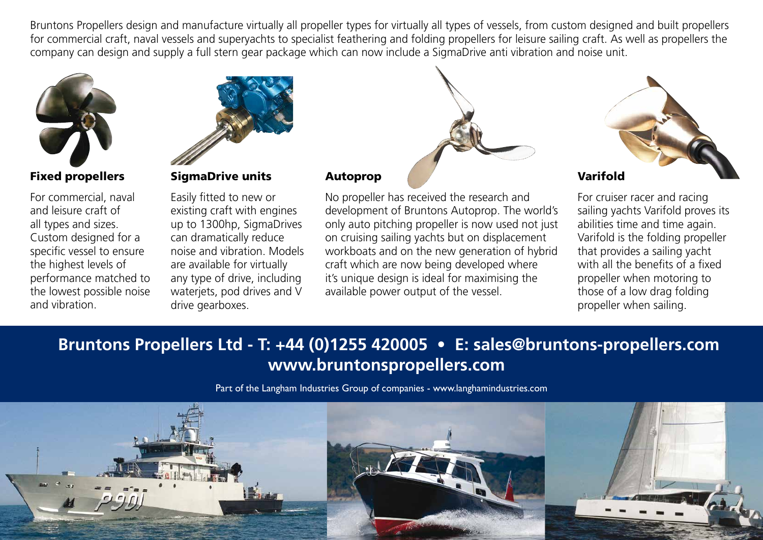Bruntons Propellers design and manufacture virtually all propeller types for virtually all types of vessels, from custom designed and built propellers for commercial craft, naval vessels and superyachts to specialist feathering and folding propellers for leisure sailing craft. As well as propellers the company can design and supply a full stern gear package which can now include a SigmaDrive anti vibration and noise unit.

### Fixed propellers

For commercial, naval and leisure craft of all types and sizes. Custom designed for a specific vessel to ensure the highest levels of performance matched to the lowest possible noise and vibration.

### SigmaDrive units

Easily fitted to new or existing craft with engines up to 1300hp, SigmaDrives can dramatically reduce noise and vibration. Models are available for virtually any type of drive, including waterjets, pod drives and V drive gearboxes.

### Autoprop

No propeller has received the research and development of Bruntons Autoprop. The world's only auto pitching propeller is now used not just on cruising sailing yachts but on displacement workboats and on the new generation of hybrid craft which are now being developed where it's unique design is ideal for maximising the available power output of the vessel.

### Varifold

For cruiser racer and racing sailing yachts Varifold proves its abilities time and time again. Varifold is the folding propeller that provides a sailing yacht with all the benefits of a fixed propeller when motoring to those of a low drag folding propeller when sailing.

**Bruntons Propellers Ltd - T: +44 (0)1255 420005 • E: sales@bruntons-propellers.com**
**www.bruntonspropellers.com**

Part of the Langham Industries Group of companies - www.langhamindustries.com